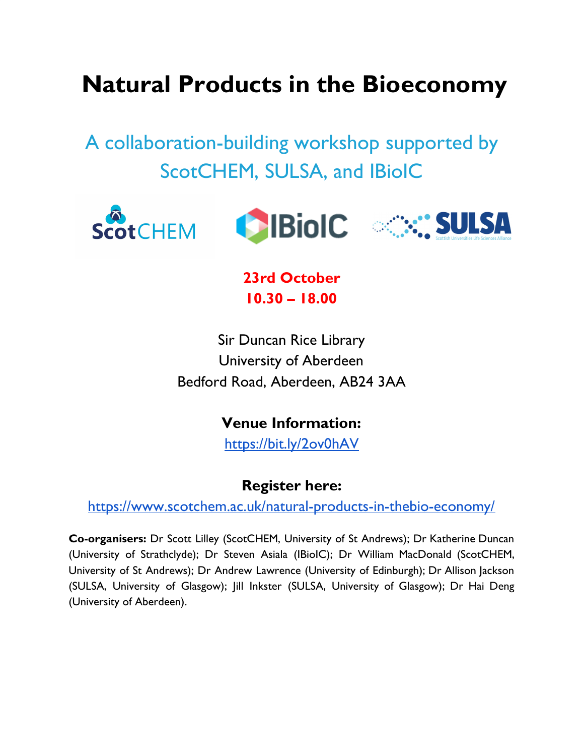# Natural Products in the Bioeconomy

## A collaboration-building workshop supported by ScotCHEM, SULSA, and IBioIC

**23rd October**
**10.30 – 18.00**

Sir Duncan Rice Library
University of Aberdeen
Bedford Road, Aberdeen, AB24 3AA

**Venue Information:**
https://bit.ly/2ov0hAV

**Register here:**
https://www.scotchem.ac.uk/natural-products-in-thebio-economy/

**Co-organisers:** Dr Scott Lilley (ScotCHEM, University of St Andrews); Dr Katherine Duncan (University of Strathclyde); Dr Steven Asiala (IBioIC); Dr William MacDonald (ScotCHEM, University of St Andrews); Dr Andrew Lawrence (University of Edinburgh); Dr Allison Jackson (SULSA, University of Glasgow); Jill Inkster (SULSA, University of Glasgow); Dr Hai Deng (University of Aberdeen).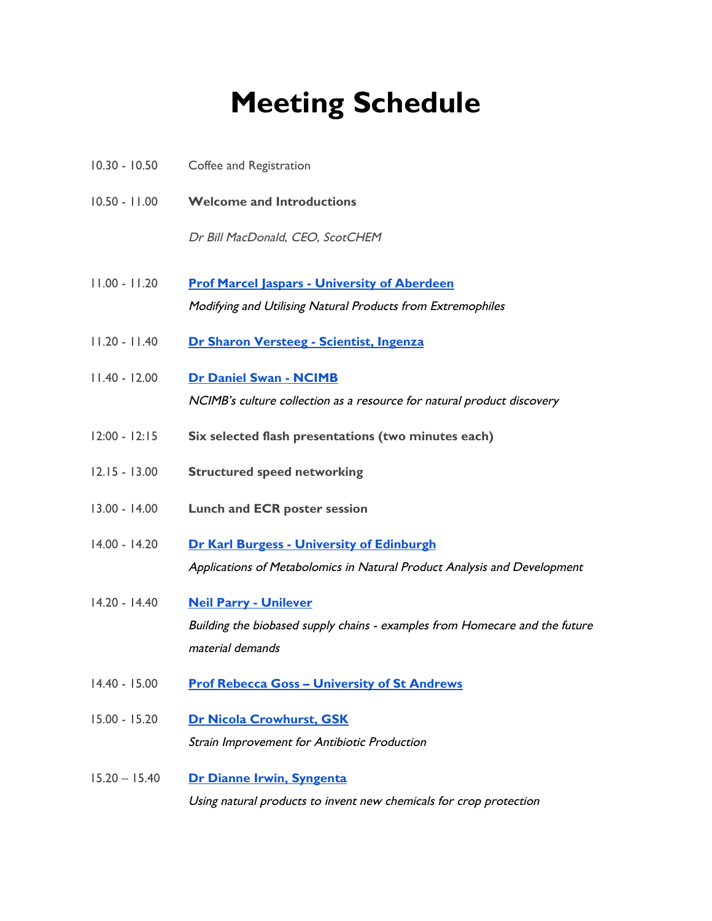# Meeting Schedule

10.30 - 10.50 Coffee and Registration

10.50 - 11.00 **Welcome and Introductions**

*Dr Bill MacDonald, CEO, ScotCHEM*

11.00 - 11.20 **Prof Marcel Jaspars - University of Aberdeen**

*Modifying and Utilising Natural Products from Extremophiles*

11.20 - 11.40 **Dr Sharon Versteeg - Scientist, Ingenza**

11.40 - 12.00 **Dr Daniel Swan - NCIMB**

*NCIMB's culture collection as a resource for natural product discovery*

12:00 - 12:15 **Six selected flash presentations (two minutes each)**

12.15 - 13.00 **Structured speed networking**

13.00 - 14.00 **Lunch and ECR poster session**

14.00 - 14.20 **Dr Karl Burgess - University of Edinburgh**

*Applications of Metabolomics in Natural Product Analysis and Development*

14.20 - 14.40 **Neil Parry - Unilever**

*Building the biobased supply chains - examples from Homecare and the future material demands*

14.40 - 15.00 **Prof Rebecca Goss – University of St Andrews**

15.00 - 15.20 **Dr Nicola Crowhurst, GSK**

*Strain Improvement for Antibiotic Production*

15.20 – 15.40 **Dr Dianne Irwin, Syngenta**

*Using natural products to invent new chemicals for crop protection*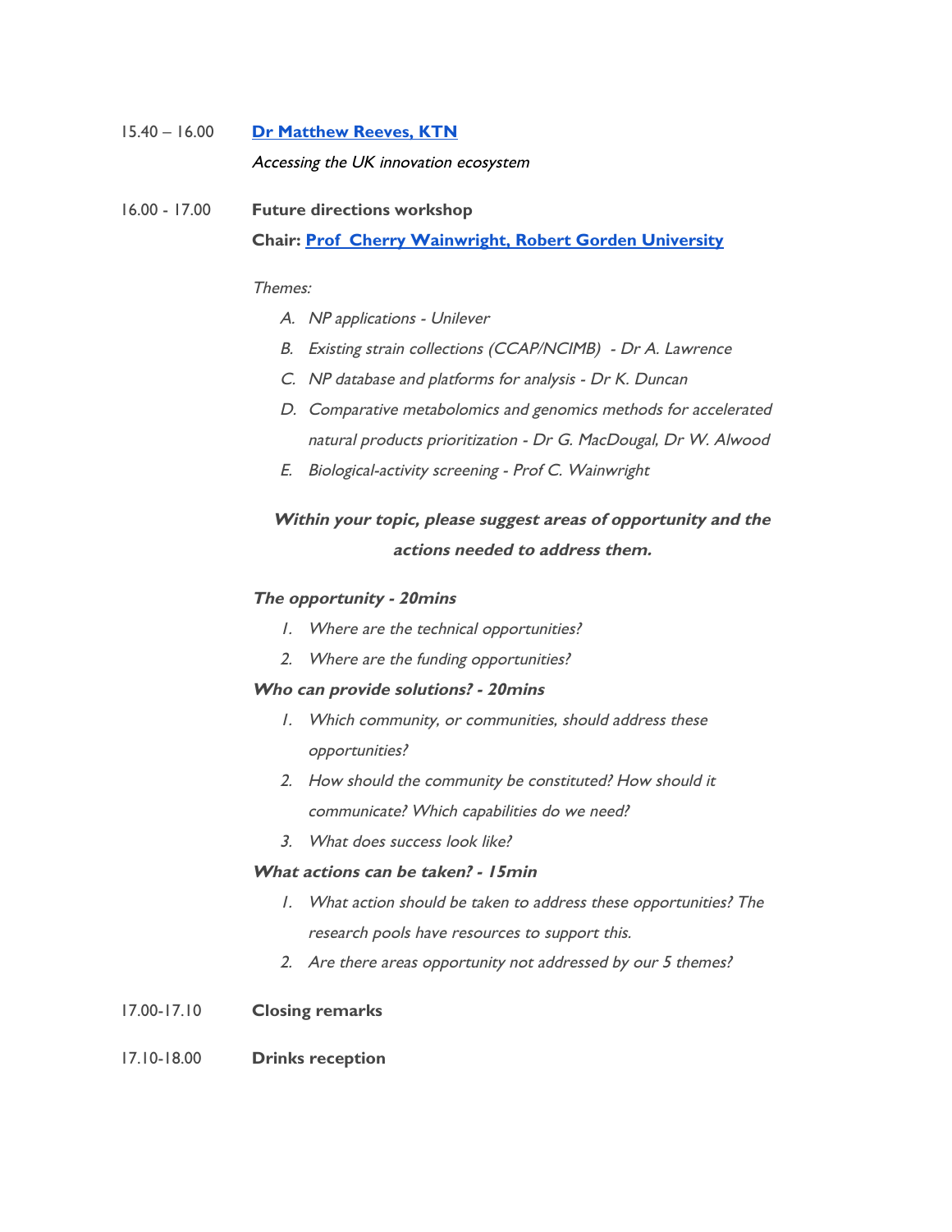15.40 – 16.00 **[Dr Matthew Reeves, KTN](#)**

*Accessing the UK innovation ecosystem*

16.00 - 17.00 **Future directions workshop**

**Chair: [Prof Cherry Wainwright, Robert Gorden University](#)**

*Themes:*

A. *NP applications - Unilever*
B. *Existing strain collections (CCAP/NCIMB) - Dr A. Lawrence*
C. *NP database and platforms for analysis - Dr K. Duncan*
D. *Comparative metabolomics and genomics methods for accelerated natural products prioritization - Dr G. MacDougal, Dr W. Alwood*
E. *Biological-activity screening - Prof C. Wainwright*

***Within your topic, please suggest areas of opportunity and the actions needed to address them.***

***The opportunity - 20mins***

1. *Where are the technical opportunities?*
2. *Where are the funding opportunities?*

***Who can provide solutions? - 20mins***

1. *Which community, or communities, should address these opportunities?*
2. *How should the community be constituted? How should it communicate? Which capabilities do we need?*
3. *What does success look like?*

***What actions can be taken? - 15min***

1. *What action should be taken to address these opportunities? The research pools have resources to support this.*
2. *Are there areas opportunity not addressed by our 5 themes?*

17.00-17.10 **Closing remarks**

17.10-18.00 **Drinks reception**